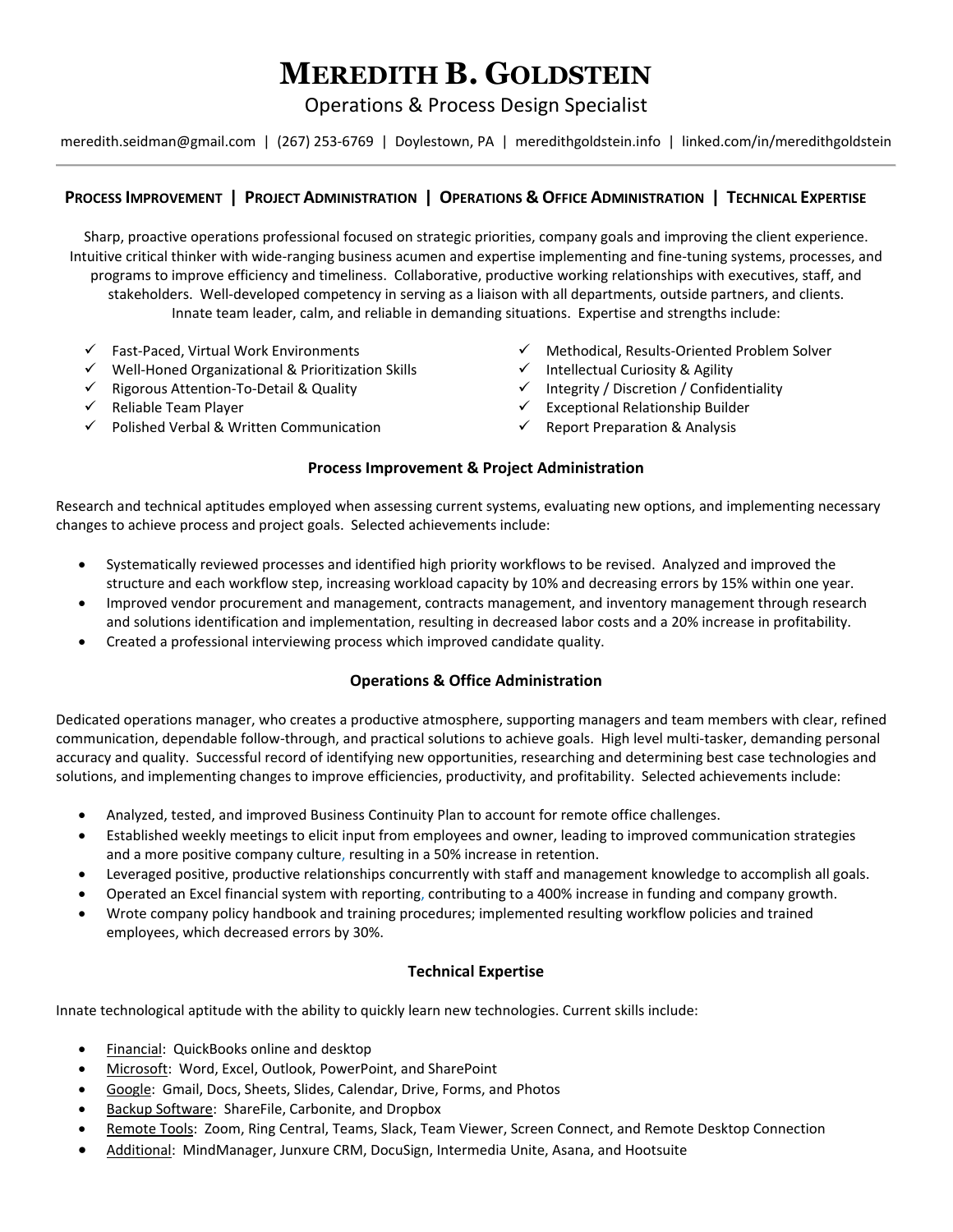# MEREDITH B. GOLDSTEIN

Operations & Process Design Specialist

meredith.seidman@gmail.com | (267) 253-6769 | Doylestown, PA | meredithgoldstein.info | linked.com/in/meredithgoldstein

---

**PROCESS IMPROVEMENT | PROJECT ADMINISTRATION | OPERATIONS & OFFICE ADMINISTRATION | TECHNICAL EXPERTISE**

Sharp, proactive operations professional focused on strategic priorities, company goals and improving the client experience. Intuitive critical thinker with wide-ranging business acumen and expertise implementing and fine-tuning systems, processes, and programs to improve efficiency and timeliness. Collaborative, productive working relationships with executives, staff, and stakeholders. Well-developed competency in serving as a liaison with all departments, outside partners, and clients. Innate team leader, calm, and reliable in demanding situations. Expertise and strengths include:

- ✓ Fast-Paced, Virtual Work Environments
- ✓ Well-Honed Organizational & Prioritization Skills
- ✓ Rigorous Attention-To-Detail & Quality
- ✓ Reliable Team Player
- ✓ Polished Verbal & Written Communication
- ✓ Methodical, Results-Oriented Problem Solver
- ✓ Intellectual Curiosity & Agility
- ✓ Integrity / Discretion / Confidentiality
- ✓ Exceptional Relationship Builder
- ✓ Report Preparation & Analysis

## Process Improvement & Project Administration

Research and technical aptitudes employed when assessing current systems, evaluating new options, and implementing necessary changes to achieve process and project goals. Selected achievements include:

- Systematically reviewed processes and identified high priority workflows to be revised. Analyzed and improved the structure and each workflow step, increasing workload capacity by 10% and decreasing errors by 15% within one year.
- Improved vendor procurement and management, contracts management, and inventory management through research and solutions identification and implementation, resulting in decreased labor costs and a 20% increase in profitability.
- Created a professional interviewing process which improved candidate quality.

## Operations & Office Administration

Dedicated operations manager, who creates a productive atmosphere, supporting managers and team members with clear, refined communication, dependable follow-through, and practical solutions to achieve goals. High level multi-tasker, demanding personal accuracy and quality. Successful record of identifying new opportunities, researching and determining best case technologies and solutions, and implementing changes to improve efficiencies, productivity, and profitability. Selected achievements include:

- Analyzed, tested, and improved Business Continuity Plan to account for remote office challenges.
- Established weekly meetings to elicit input from employees and owner, leading to improved communication strategies and a more positive company culture, resulting in a 50% increase in retention.
- Leveraged positive, productive relationships concurrently with staff and management knowledge to accomplish all goals.
- Operated an Excel financial system with reporting, contributing to a 400% increase in funding and company growth.
- Wrote company policy handbook and training procedures; implemented resulting workflow policies and trained employees, which decreased errors by 30%.

## Technical Expertise

Innate technological aptitude with the ability to quickly learn new technologies. Current skills include:

- Financial: QuickBooks online and desktop
- Microsoft: Word, Excel, Outlook, PowerPoint, and SharePoint
- Google: Gmail, Docs, Sheets, Slides, Calendar, Drive, Forms, and Photos
- Backup Software: ShareFile, Carbonite, and Dropbox
- Remote Tools: Zoom, Ring Central, Teams, Slack, Team Viewer, Screen Connect, and Remote Desktop Connection
- Additional: MindManager, Junxure CRM, DocuSign, Intermedia Unite, Asana, and Hootsuite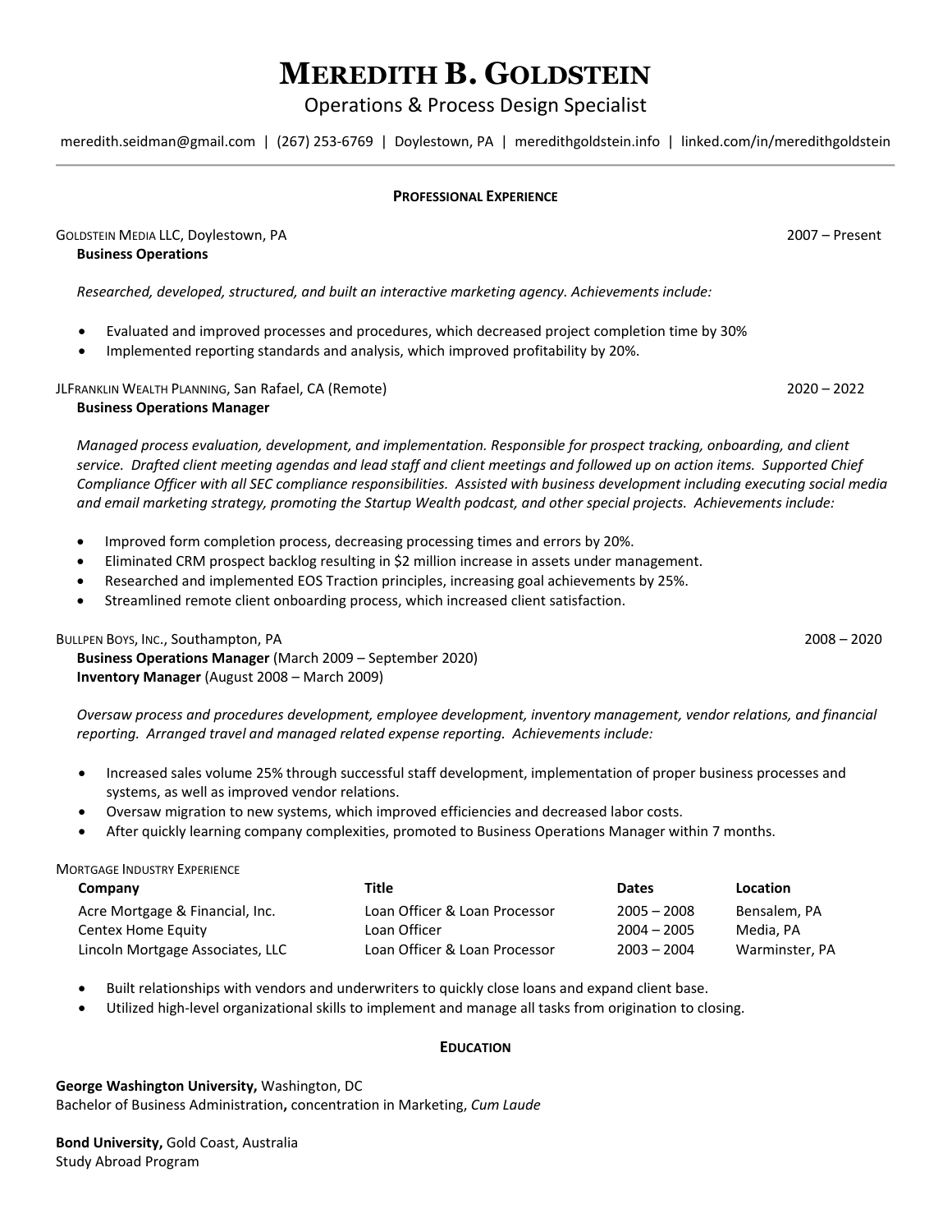# MEREDITH B. GOLDSTEIN

Operations & Process Design Specialist

meredith.seidman@gmail.com | (267) 253-6769 | Doylestown, PA | meredithgoldstein.info | linked.com/in/meredithgoldstein

---

## PROFESSIONAL EXPERIENCE

GOLDSTEIN MEDIA LLC, Doylestown, PA — 2007 – Present
**Business Operations**

*Researched, developed, structured, and built an interactive marketing agency. Achievements include:*

- Evaluated and improved processes and procedures, which decreased project completion time by 30%
- Implemented reporting standards and analysis, which improved profitability by 20%.

JLFRANKLIN WEALTH PLANNING, San Rafael, CA (Remote) — 2020 – 2022
**Business Operations Manager**

*Managed process evaluation, development, and implementation. Responsible for prospect tracking, onboarding, and client service. Drafted client meeting agendas and lead staff and client meetings and followed up on action items. Supported Chief Compliance Officer with all SEC compliance responsibilities. Assisted with business development including executing social media and email marketing strategy, promoting the Startup Wealth podcast, and other special projects. Achievements include:*

- Improved form completion process, decreasing processing times and errors by 20%.
- Eliminated CRM prospect backlog resulting in $2 million increase in assets under management.
- Researched and implemented EOS Traction principles, increasing goal achievements by 25%.
- Streamlined remote client onboarding process, which increased client satisfaction.

BULLPEN BOYS, INC., Southampton, PA — 2008 – 2020
**Business Operations Manager** (March 2009 – September 2020)
**Inventory Manager** (August 2008 – March 2009)

*Oversaw process and procedures development, employee development, inventory management, vendor relations, and financial reporting. Arranged travel and managed related expense reporting. Achievements include:*

- Increased sales volume 25% through successful staff development, implementation of proper business processes and systems, as well as improved vendor relations.
- Oversaw migration to new systems, which improved efficiencies and decreased labor costs.
- After quickly learning company complexities, promoted to Business Operations Manager within 7 months.

MORTGAGE INDUSTRY EXPERIENCE

| Company | Title | Dates | Location |
|---|---|---|---|
| Acre Mortgage & Financial, Inc. | Loan Officer & Loan Processor | 2005 – 2008 | Bensalem, PA |
| Centex Home Equity | Loan Officer | 2004 – 2005 | Media, PA |
| Lincoln Mortgage Associates, LLC | Loan Officer & Loan Processor | 2003 – 2004 | Warminster, PA |

- Built relationships with vendors and underwriters to quickly close loans and expand client base.
- Utilized high-level organizational skills to implement and manage all tasks from origination to closing.

## EDUCATION

**George Washington University,** Washington, DC
Bachelor of Business Administration**,** concentration in Marketing, *Cum Laude*

**Bond University,** Gold Coast, Australia
Study Abroad Program